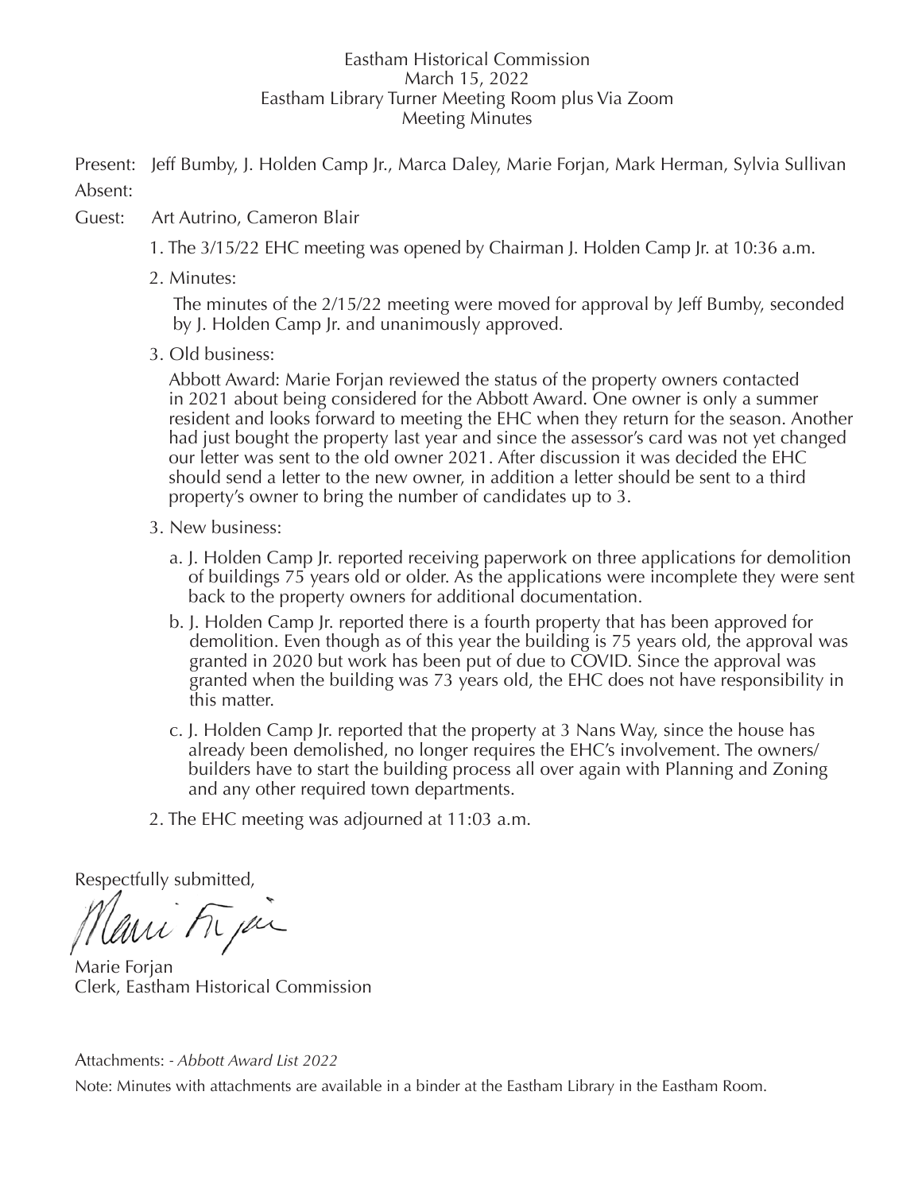Eastham Historical Commission
March 15, 2022
Eastham Library Turner Meeting Room plus Via Zoom
Meeting Minutes

Present: Jeff Bumby, J. Holden Camp Jr., Marca Daley, Marie Forjan, Mark Herman, Sylvia Sullivan
Absent:
Guest: Art Autrino, Cameron Blair

1. The 3/15/22 EHC meeting was opened by Chairman J. Holden Camp Jr. at 10:36 a.m.

2. Minutes:

   The minutes of the 2/15/22 meeting were moved for approval by Jeff Bumby, seconded by J. Holden Camp Jr. and unanimously approved.

3. Old business:

   Abbott Award: Marie Forjan reviewed the status of the property owners contacted in 2021 about being considered for the Abbott Award. One owner is only a summer resident and looks forward to meeting the EHC when they return for the season. Another had just bought the property last year and since the assessor's card was not yet changed our letter was sent to the old owner 2021. After discussion it was decided the EHC should send a letter to the new owner, in addition a letter should be sent to a third property's owner to bring the number of candidates up to 3.

3. New business:

   a. J. Holden Camp Jr. reported receiving paperwork on three applications for demolition of buildings 75 years old or older. As the applications were incomplete they were sent back to the property owners for additional documentation.

   b. J. Holden Camp Jr. reported there is a fourth property that has been approved for demolition. Even though as of this year the building is 75 years old, the approval was granted in 2020 but work has been put of due to COVID. Since the approval was granted when the building was 73 years old, the EHC does not have responsibility in this matter.

   c. J. Holden Camp Jr. reported that the property at 3 Nans Way, since the house has already been demolished, no longer requires the EHC's involvement. The owners/ builders have to start the building process all over again with Planning and Zoning and any other required town departments.

2. The EHC meeting was adjourned at 11:03 a.m.

Respectfully submitted,

Marie Forjan
Clerk, Eastham Historical Commission

Attachments: - *Abbott Award List 2022*

Note: Minutes with attachments are available in a binder at the Eastham Library in the Eastham Room.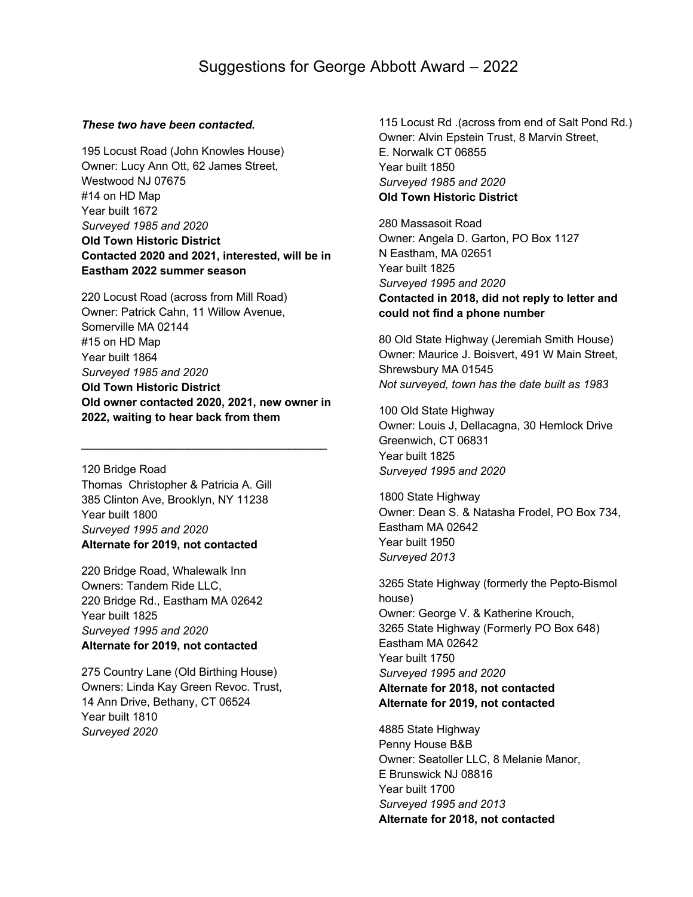# Suggestions for George Abbott Award – 2022

***These two have been contacted.***

195 Locust Road (John Knowles House)
Owner: Lucy Ann Ott, 62 James Street,
Westwood NJ 07675
#14 on HD Map
Year built 1672
*Surveyed 1985 and 2020*
**Old Town Historic District**
**Contacted 2020 and 2021, interested, will be in Eastham 2022 summer season**

220 Locust Road (across from Mill Road)
Owner: Patrick Cahn, 11 Willow Avenue,
Somerville MA 02144
#15 on HD Map
Year built 1864
*Surveyed 1985 and 2020*
**Old Town Historic District**
**Old owner contacted 2020, 2021, new owner in 2022, waiting to hear back from them**

---

120 Bridge Road
Thomas Christopher & Patricia A. Gill
385 Clinton Ave, Brooklyn, NY 11238
Year built 1800
*Surveyed 1995 and 2020*
**Alternate for 2019, not contacted**

220 Bridge Road, Whalewalk Inn
Owners: Tandem Ride LLC,
220 Bridge Rd., Eastham MA 02642
Year built 1825
*Surveyed 1995 and 2020*
**Alternate for 2019, not contacted**

275 Country Lane (Old Birthing House)
Owners: Linda Kay Green Revoc. Trust,
14 Ann Drive, Bethany, CT 06524
Year built 1810
*Surveyed 2020*

115 Locust Rd .(across from end of Salt Pond Rd.)
Owner: Alvin Epstein Trust, 8 Marvin Street,
E. Norwalk CT 06855
Year built 1850
*Surveyed 1985 and 2020*
**Old Town Historic District**

280 Massasoit Road
Owner: Angela D. Garton, PO Box 1127
N Eastham, MA 02651
Year built 1825
*Surveyed 1995 and 2020*
**Contacted in 2018, did not reply to letter and could not find a phone number**

80 Old State Highway (Jeremiah Smith House)
Owner: Maurice J. Boisvert, 491 W Main Street,
Shrewsbury MA 01545
*Not surveyed, town has the date built as 1983*

100 Old State Highway
Owner: Louis J, Dellacagna, 30 Hemlock Drive
Greenwich, CT 06831
Year built 1825
*Surveyed 1995 and 2020*

1800 State Highway
Owner: Dean S. & Natasha Frodel, PO Box 734,
Eastham MA 02642
Year built 1950
*Surveyed 2013*

3265 State Highway (formerly the Pepto-Bismol house)
Owner: George V. & Katherine Krouch,
3265 State Highway (Formerly PO Box 648)
Eastham MA 02642
Year built 1750
*Surveyed 1995 and 2020*
**Alternate for 2018, not contacted**
**Alternate for 2019, not contacted**

4885 State Highway
Penny House B&B
Owner: Seatoller LLC, 8 Melanie Manor,
E Brunswick NJ 08816
Year built 1700
*Surveyed 1995 and 2013*
**Alternate for 2018, not contacted**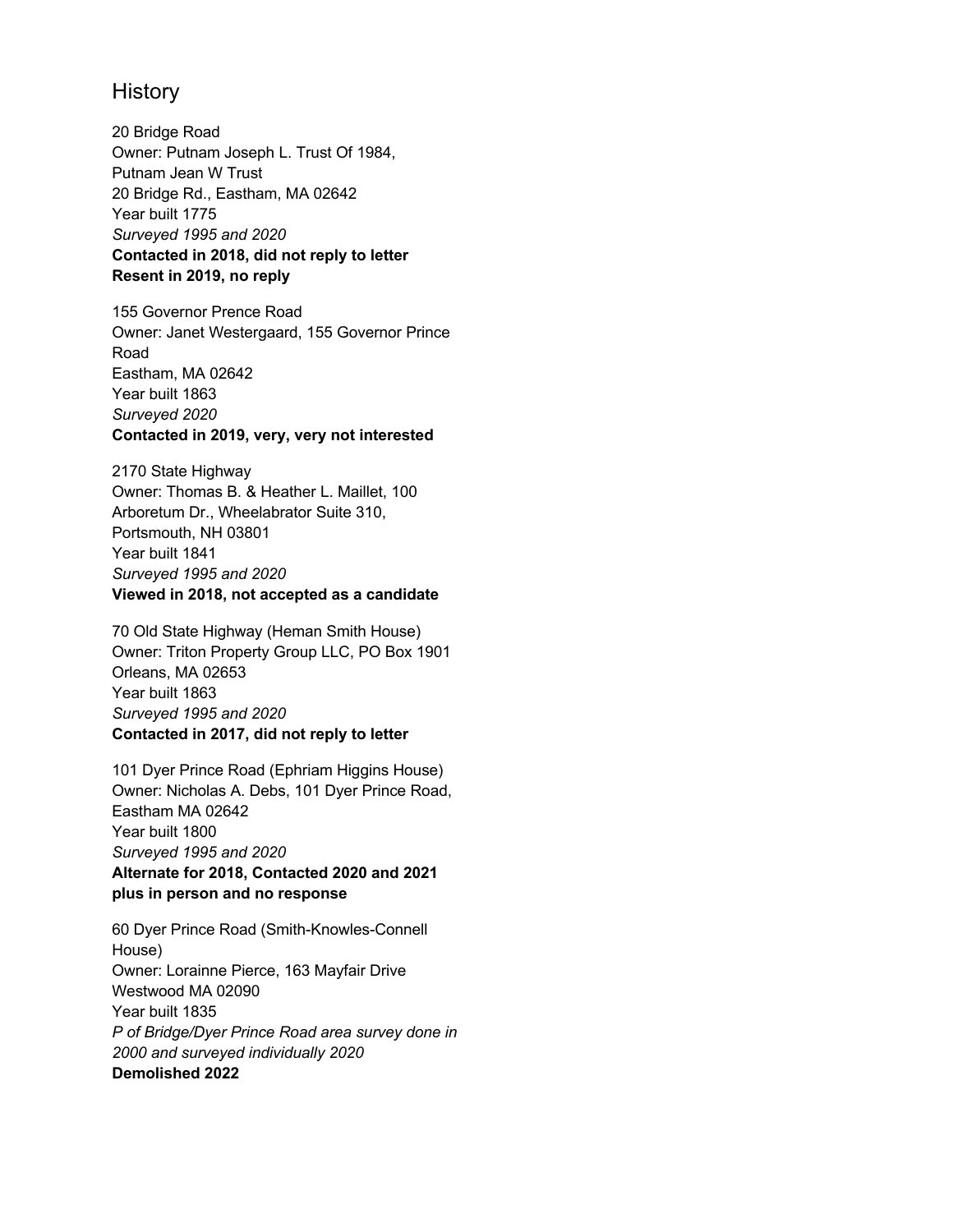## History

20 Bridge Road
Owner: Putnam Joseph L. Trust Of 1984,
Putnam Jean W Trust
20 Bridge Rd., Eastham, MA 02642
Year built 1775
*Surveyed 1995 and 2020*
**Contacted in 2018, did not reply to letter**
**Resent in 2019, no reply**

155 Governor Prence Road
Owner: Janet Westergaard, 155 Governor Prince Road
Eastham, MA 02642
Year built 1863
*Surveyed 2020*
**Contacted in 2019, very, very not interested**

2170 State Highway
Owner: Thomas B. & Heather L. Maillet, 100 Arboretum Dr., Wheelabrator Suite 310, Portsmouth, NH 03801
Year built 1841
*Surveyed 1995 and 2020*
**Viewed in 2018, not accepted as a candidate**

70 Old State Highway (Heman Smith House)
Owner: Triton Property Group LLC, PO Box 1901
Orleans, MA 02653
Year built 1863
*Surveyed 1995 and 2020*
**Contacted in 2017, did not reply to letter**

101 Dyer Prince Road (Ephriam Higgins House)
Owner: Nicholas A. Debs, 101 Dyer Prince Road, Eastham MA 02642
Year built 1800
*Surveyed 1995 and 2020*
**Alternate for 2018, Contacted 2020 and 2021 plus in person and no response**

60 Dyer Prince Road (Smith-Knowles-Connell House)
Owner: Lorainne Pierce, 163 Mayfair Drive
Westwood MA 02090
Year built 1835
*P of Bridge/Dyer Prince Road area survey done in 2000 and surveyed individually 2020*
**Demolished 2022**